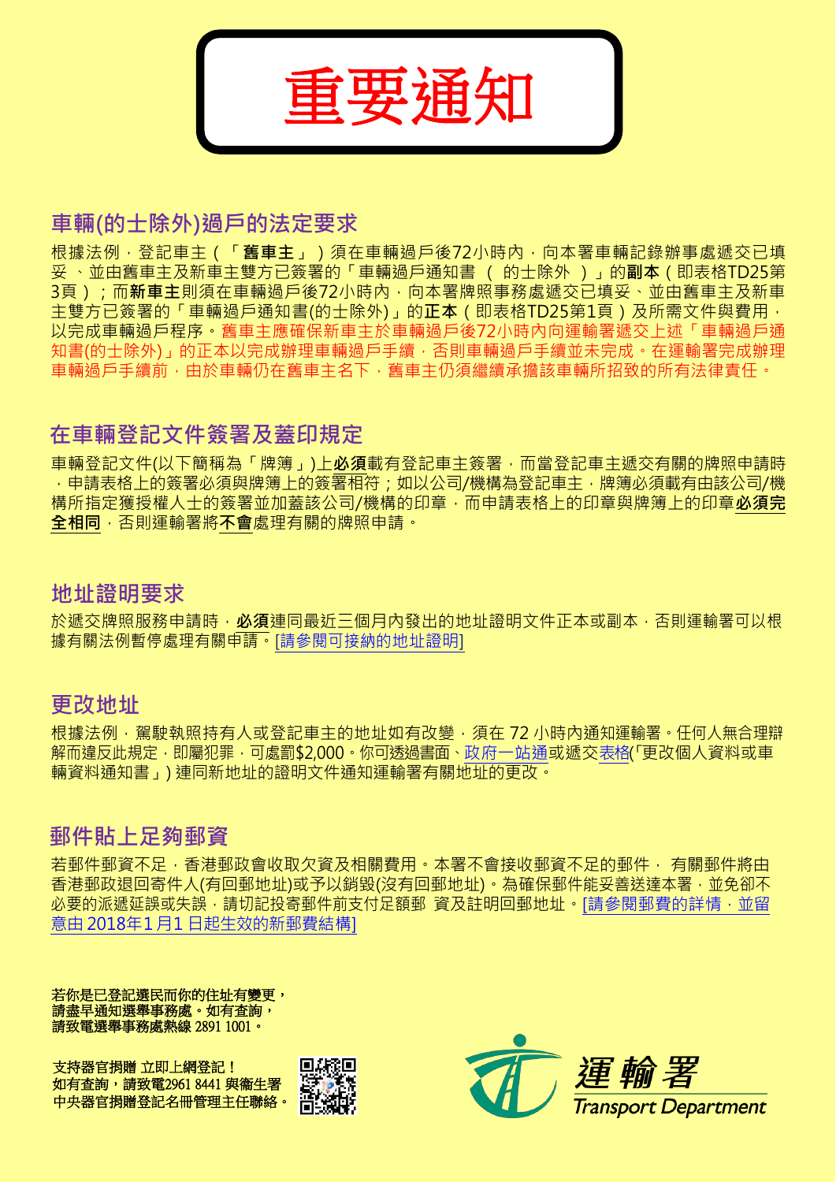# 重要通知

## 車輛(的士除外)過戶的法定要求

根據法例，登記車主（「**舊車主**」）須在車輛過戶後72小時內，向本署車輛記錄辦事處遞交已填妥、並由舊車主及新車主雙方已簽署的「車輛過戶通知書（的士除外）」的**副本**（即表格TD25第3頁）；而**新車主**則須在車輛過戶後72小時內，向本署牌照事務處遞交已填妥、並由舊車主及新車主雙方已簽署的「車輛過戶通知書(的士除外)」的**正本**（即表格TD25第1頁）及所需文件與費用，以完成車輛過戶程序。舊車主應確保新車主於車輛過戶後72小時內向運輸署遞交上述「車輛過戶通知書(的士除外)」的正本以完成辦理車輛過戶手續，否則車輛過戶手續並未完成。在運輸署完成辦理車輛過戶手續前，由於車輛仍在舊車主名下，舊車主仍須繼續承擔該車輛所招致的所有法律責任。

## 在車輛登記文件簽署及蓋印規定

車輛登記文件(以下簡稱為「牌簿」)上**必須**載有登記車主簽署，而當登記車主遞交有關的牌照申請時，申請表格上的簽署必須與牌簿上的簽署相符；如以公司/機構為登記車主，牌簿必須載有由該公司/機構所指定獲授權人士的簽署並加蓋該公司/機構的印章，而申請表格上的印章與牌簿上的印章<u>**必須完全相同**</u>，否則運輸署將<u>**不會**</u>處理有關的牌照申請。

## 地址證明要求

於遞交牌照服務申請時，**必須**連同最近三個月內發出的地址證明文件正本或副本，否則運輸署可以根據有關法例暫停處理有關申請。[請參閱可接納的地址證明]

## 更改地址

根據法例，駕駛執照持有人或登記車主的地址如有改變，須在 72 小時內通知運輸署。任何人無合理辯解而違反此規定，即屬犯罪，可處罰$2,000。你可透過書面、政府一站通或遞交表格(「更改個人資料或車輛資料通知書」) 連同新地址的證明文件通知運輸署有關地址的更改。

## 郵件貼上足夠郵資

若郵件郵資不足，香港郵政會收取欠資及相關費用。本署不會接收郵資不足的郵件， 有關郵件將由香港郵政退回寄件人(有回郵地址)或予以銷毀(沒有回郵地址)。為確保郵件能妥善送達本署，並免卻不必要的派遞延誤或失誤，請切記投寄郵件前支付足額郵 資及註明回郵地址。[請參閱郵費的詳情，並留意由 2018年1月1 日起生效的新郵費結構]

**若你是已登記選民而你的住址有變更，請盡早通知選舉事務處。如有查詢，請致電選舉事務處熱線 2891 1001。**

**支持器官捐贈 立即上網登記！如有查詢，請致電2961 8441 與衞生署中央器官捐贈登記名冊管理主任聯絡。**

運輸署 Transport Department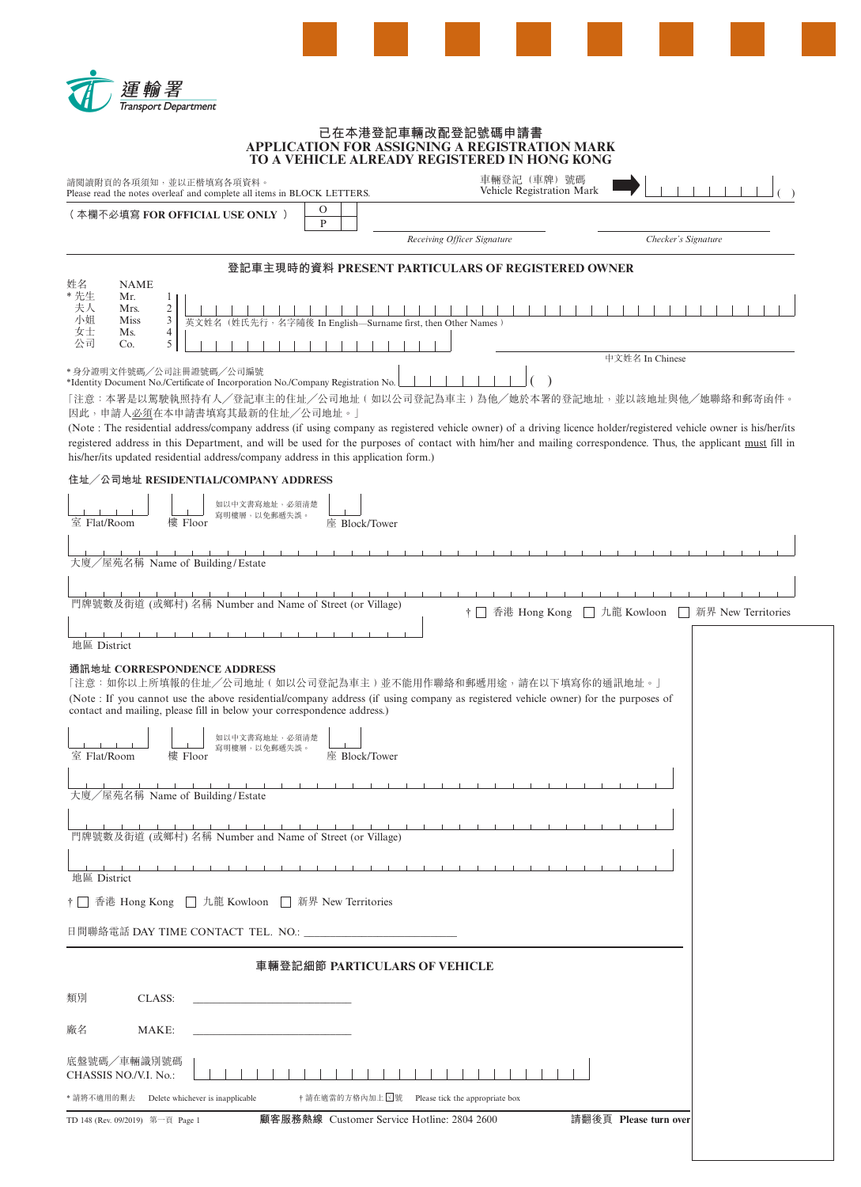運輸署
Transport Department

# 已在本港登記車輛改配登記號碼申請書
# APPLICATION FOR ASSIGNING A REGISTRATION MARK TO A VEHICLE ALREADY REGISTERED IN HONG KONG

請閱讀附頁的各項須知，並以正楷填寫各項資料。
Please read the notes overleaf and complete all items in BLOCK LETTERS.

車輛登記（車牌）號碼
Vehicle Registration Mark ➡ ________________ ( )

（本欄不必填寫 FOR OFFICIAL USE ONLY ）

| O | |
|---|---|
| P | |

Receiving Officer Signature ____________________ Checker's Signature ____________________

## 登記車主現時的資料 PRESENT PARTICULARS OF REGISTERED OWNER

姓名 NAME

| | | |
|---|---|---|
| * 先生 | Mr. | 1 |
| 夫人 | Mrs. | 2 |
| 小姐 | Miss | 3 |
| 女士 | Ms. | 4 |
| 公司 | Co. | 5 |

英文姓名（姓氏先行，名字隨後 In English—Surname first, then Other Names ）

中文姓名 In Chinese

* 身分證明文件號碼／公司註冊證號碼／公司編號
*Identity Document No./Certificate of Incorporation No./Company Registration No. ________________ ( )

「注意：本署是以駕駛執照持有人／登記車主的住址／公司地址（如以公司登記為車主）為他／她於本署的登記地址，並以該地址與他／她聯絡和郵寄函件。因此，申請人必須在本申請書填寫其最新的住址／公司地址。」

(Note : The residential address/company address (if using company as registered vehicle owner) of a driving licence holder/registered vehicle owner is his/her/its registered address in this Department, and will be used for the purposes of contact with him/her and mailing correspondence. Thus, the applicant must fill in his/her/its updated residential address/company address in this application form.)

### 住址／公司地址 RESIDENTIAL/COMPANY ADDRESS

室 Flat/Room ______ 樓 Floor ______ 座 Block/Tower ______
（如以中文書寫地址，必須清楚寫明樓層，以免郵遞失誤。）

大廈／屋苑名稱 Name of Building/Estate ________________

門牌號數及街道 (或鄉村) 名稱 Number and Name of Street (or Village) ________________

地區 District ________________

† ☐ 香港 Hong Kong ☐ 九龍 Kowloon ☐ 新界 New Territories

### 通訊地址 CORRESPONDENCE ADDRESS

「注意：如你以上所填報的住址／公司地址（如以公司登記為車主）並不能用作聯絡和郵遞用途，請在以下填寫你的通訊地址。」

(Note : If you cannot use the above residential/company address (if using company as registered vehicle owner) for the purposes of contact and mailing, please fill in below your correspondence address.)

室 Flat/Room ______ 樓 Floor ______ 座 Block/Tower ______
（如以中文書寫地址，必須清楚寫明樓層，以免郵遞失誤。）

大廈／屋苑名稱 Name of Building/Estate ________________

門牌號數及街道 (或鄉村) 名稱 Number and Name of Street (or Village) ________________

地區 District ________________

† ☐ 香港 Hong Kong ☐ 九龍 Kowloon ☐ 新界 New Territories

日間聯絡電話 DAY TIME CONTACT TEL. NO.: ________________

## 車輛登記細節 PARTICULARS OF VEHICLE

類別 CLASS: ________________

廠名 MAKE: ________________

底盤號碼／車輛識別號碼
CHASSIS NO./V.I. No.: ________________

* 請將不適用的刪去 Delete whichever is inapplicable † 請在適當的方格內加上☑號 Please tick the appropriate box

TD 148 (Rev. 09/2019) 第一頁 Page 1 顧客服務熱線 Customer Service Hotline: 2804 2600 請翻後頁 Please turn over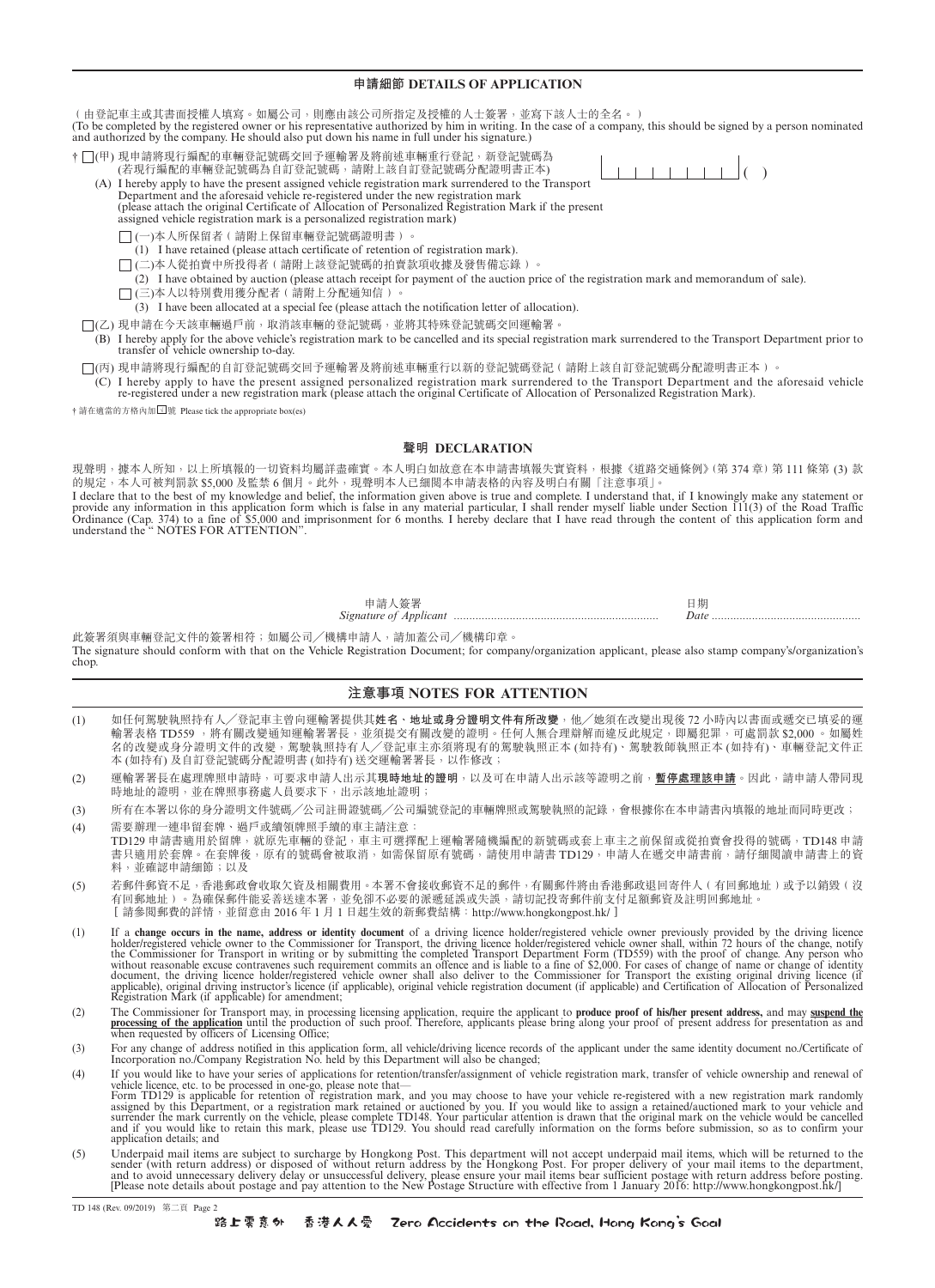## 申請細節 DETAILS OF APPLICATION

（由登記車主或其書面授權人填寫。如屬公司，則應由該公司所指定及授權的人士簽署，並寫下該人士的全名。）
(To be completed by the registered owner or his representative authorized by him in writing. In the case of a company, this should be signed by a person nominated and authorized by the company. He should also put down his name in full under his signature.)

† ☐(甲) 現申請將現行編配的車輛登記號碼交回予運輸署及將前述車輛重行登記，新登記號碼為 (若現行編配的車輛登記號碼為自訂登記號碼，請附上該自訂登記號碼分配證明書正本) ☐☐☐☐☐☐☐☐ ( )

(A) I hereby apply to have the present assigned vehicle registration mark surrendered to the Transport Department and the aforesaid vehicle re-registered under the new registration mark (please attach the original Certificate of Allocation of Personalized Registration Mark if the present assigned vehicle registration mark is a personalized registration mark)

☐ (一)本人所保留者（請附上保留車輛登記號碼證明書）。
(1) I have retained (please attach certificate of retention of registration mark).

☐ (二)本人從拍賣中所投得者（請附上該登記號碼的拍賣款項收據及發售備忘錄）。
(2) I have obtained by auction (please attach receipt for payment of the auction price of the registration mark and memorandum of sale).

☐ (三)本人以特別費用獲分配者（請附上分配通知信）。
(3) I have been allocated at a special fee (please attach the notification letter of allocation).

☐(乙) 現申請在今天該車輛過戶前，取消該車輛的登記號碼，並將其特殊登記號碼交回運輸署。
(B) I hereby apply for the above vehicle's registration mark to be cancelled and its special registration mark surrendered to the Transport Department prior to transfer of vehicle ownership to-day.

☐(丙) 現申請將現行編配的自訂登記號碼交回予運輸署及將前述車輛重行以新的登記號碼登記（請附上該自訂登記號碼分配證明書正本）。
(C) I hereby apply to have the present assigned personalized registration mark surrendered to the Transport Department and the aforesaid vehicle re-registered under a new registration mark (please attach the original Certificate of Allocation of Personalized Registration Mark).

† 請在適當的方格內加☑號 Please tick the appropriate box(es)

## 聲明 DECLARATION

現聲明，據本人所知，以上所填報的一切資料均屬詳盡確實。本人明白如故意在本申請書填報失實資料，根據《道路交通條例》(第 374 章) 第 111 條第 (3) 款的規定，本人可被判罰款 $5,000 及監禁 6 個月。此外，現聲明本人已細閱本申請表格的內容及明白有關「注意事項」。
I declare that to the best of my knowledge and belief, the information given above is true and complete. I understand that, if I knowingly make any statement or provide any information in this application form which is false in any material particular, I shall render myself liable under Section 111(3) of the Road Traffic Ordinance (Cap. 374) to a fine of $5,000 and imprisonment for 6 months. I hereby declare that I have read through the content of this application form and understand the " NOTES FOR ATTENTION".

申請人簽署 *Signature of Applicant* .................................................................. 日期 *Date* ................................................

此簽署須與車輛登記文件的簽署相符；如屬公司／機構申請人，請加蓋公司／機構印章。
The signature should conform with that on the Vehicle Registration Document; for company/organization applicant, please also stamp company's/organization's chop.

## 注意事項 NOTES FOR ATTENTION

(1) 如任何駕駛執照持有人／登記車主曾向運輸署提供其**姓名、地址或身分證明文件有所改變**，他／她須在改變出現後 72 小時內以書面或遞交已填妥的運輸署表格 TD559 ，將有關改變通知運輸署署長，並須提交有關改變的證明。任何人無合理辯解而違反此規定，即屬犯罪，可處罰款 $2,000 。如屬姓名的改變或身分證明文件的改變，駕駛執照持有人／登記車主亦須將現有的駕駛執照正本 (如持有)、駕駛教師執照正本 (如持有)、車輛登記文件正本 (如持有) 及自訂登記號碼分配證明書 (如持有) 送交運輸署署長，以作修改；

(2) 運輸署署長在處理牌照申請時，可要求申請人出示其**現時地址的證明**，以及可在申請人出示該等證明之前，**暫停處理該申請**。因此，請申請人帶同現時地址的證明，並在牌照事務處人員要求下，出示該地址證明；

(3) 所有在本署以你的身分證明文件號碼／公司註冊證號碼／公司編號登記的車輛牌照或駕駛執照的記錄，會根據你在本申請書內填報的地址而同時更改；

(4) 需要辦理一連串留套牌、過戶或續領牌照手續的車主請注意：
TD129 申請書適用於留牌，就原先車輛的登記，車主可選擇配上運輸署隨機編配的新號碼或套上車主之前保留或從拍賣會投得的號碼，TD148 申請書只適用於套牌。在套牌後，原有的號碼會被取消，如需保留原有號碼，請使用申請書 TD129，申請人在遞交申請書前，請仔細閱讀申請書上的資料，並確認申請細節；以及

(5) 若郵件郵資不足，香港郵政會收取欠資及相關費用。本署不會接收郵資不足的郵件，有關郵件將由香港郵政退回寄件人（有回郵地址）或予以銷毀（沒有回郵地址）。為確保郵件能妥善送達本署，並免卻不必要的派遞延誤或失誤，請切記投寄郵件前支付足額郵資及註明回郵地址。
［請參閱郵費的詳情，並留意由 2016 年 1 月 1 日起生效的新郵費結構：http://www.hongkongpost.hk/］

(1) If a **change occurs in the name, address or identity document** of a driving licence holder/registered vehicle owner previously provided by the driving licence holder/registered vehicle owner to the Commissioner for Transport, the driving licence holder/registered vehicle owner shall, within 72 hours of the change, notify the Commissioner for Transport in writing or by submitting the completed Transport Department Form (TD559) with the proof of change. Any person who without reasonable excuse contravenes such requirement commits an offence and is liable to a fine of $2,000. For cases of change of name or change of identity document, the driving licence holder/registered vehicle owner shall also deliver to the Commissioner for Transport the existing original driving licence (if applicable), original driving instructor's licence (if applicable), original vehicle registration document (if applicable) and Certification of Allocation of Personalized Registration Mark (if applicable) for amendment;

(2) The Commissioner for Transport may, in processing licensing application, require the applicant to **produce proof of his/her present address,** and may **suspend the processing of the application** until the production of such proof. Therefore, applicants please bring along your proof of present address for presentation as and when requested by officers of Licensing Office;

(3) For any change of address notified in this application form, all vehicle/driving licence records of the applicant under the same identity document no./Certificate of Incorporation no./Company Registration No. held by this Department will also be changed;

(4) If you would like to have your series of applications for retention/transfer/assignment of vehicle registration mark, transfer of vehicle ownership and renewal of vehicle licence, etc. to be processed in one-go, please note that—
Form TD129 is applicable for retention of registration mark, and you may choose to have your vehicle re-registered with a new registration mark randomly assigned by this Department, or a registration mark retained or auctioned by you. If you would like to assign a retained/auctioned mark to your vehicle and surrender the mark currently on the vehicle, please complete TD148. Your particular attention is drawn that the original mark on the vehicle would be cancelled and if you would like to retain this mark, please use TD129. You should read carefully information on the forms before submission, so as to confirm your application details; and

(5) Underpaid mail items are subject to surcharge by Hongkong Post. This department will not accept underpaid mail items, which will be returned to the sender (with return address) or disposed of without return address by the Hongkong Post. For proper delivery of your mail items to the department, and to avoid unnecessary delivery delay or unsuccessful delivery, please ensure your mail items bear sufficient postage with return address before posting. [Please note details about postage and pay attention to the New Postage Structure with effective from 1 January 2016: http://www.hongkongpost.hk/]

TD 148 (Rev. 09/2019)

路上零意外 香港人人愛 Zero Accidents on the Road, Hong Kong's Goal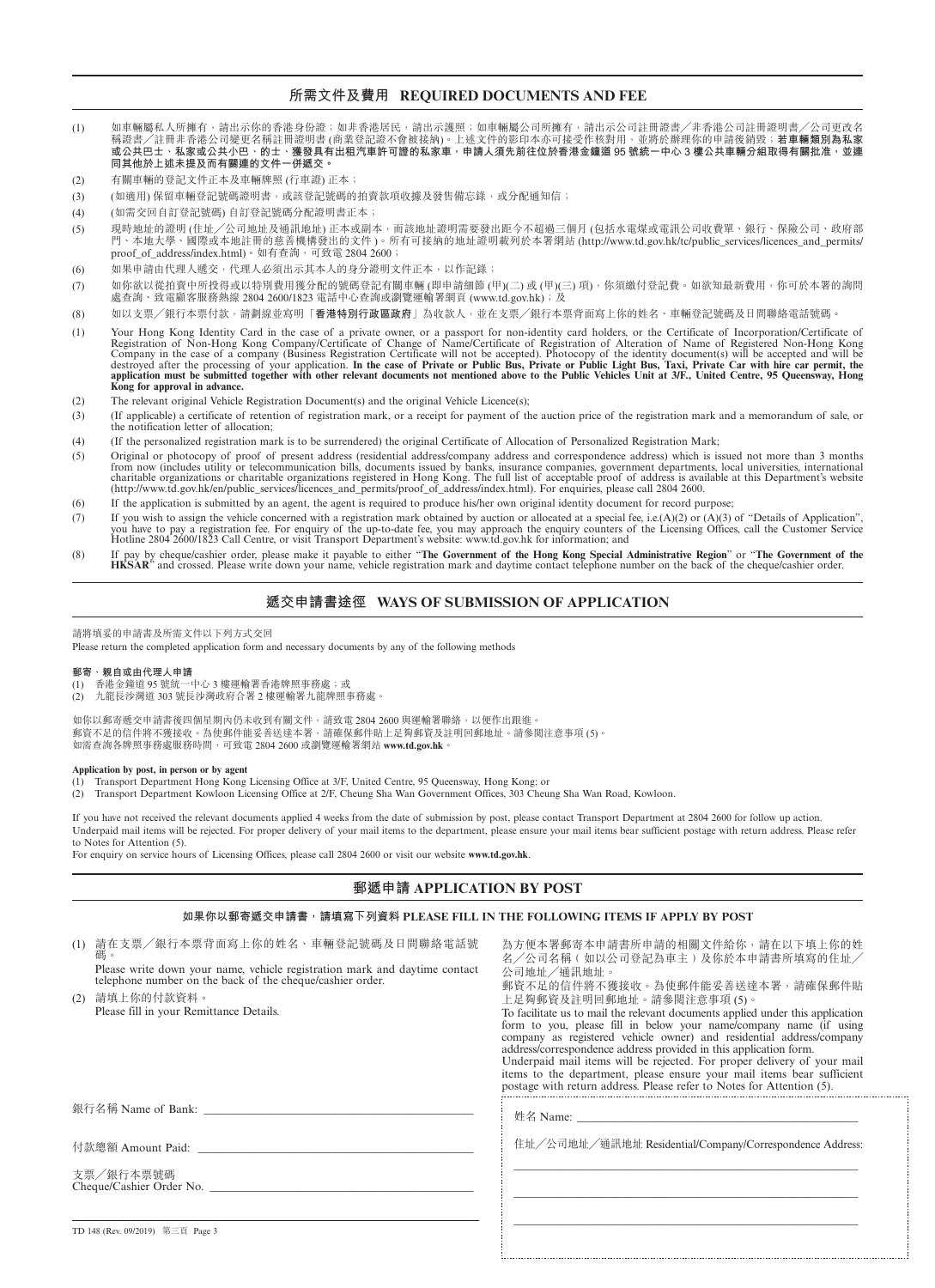## 所需文件及費用 REQUIRED DOCUMENTS AND FEE

(1) 如車輛屬私人所擁有，請出示你的香港身份證；如非香港居民，請出示護照；如車輛屬公司所擁有，請出示公司註冊證書／非香港公司註冊證明書／公司更改名稱證書／註冊非香港公司變更名稱註冊證明書 (商業登記證不會被接納)。上述文件的影印本亦可接受作核對用，並將於辦理你的申請後銷毀；**若車輛類別為私家或公共巴士、私家或公共小巴、的士、獲發具有出租汽車許可證的私家車，申請人須先前往位於香港金鐘道 95 號統一中心 3 樓公共車輛分組取得有關批准，並連同其他於上述未提及而有關連的文件一併遞交。**

(2) 有關車輛的登記文件正本及車輛牌照 (行車證) 正本；

(3) (如適用) 保留車輛登記號碼證明書，或該登記號碼的拍賣款項收據及發售備忘錄，或分配通知信；

(4) (如需交回自訂登記號碼) 自訂登記號碼分配證明書正本；

(5) 現時地址的證明 (住址／公司地址及通訊地址) 正本或副本，而該地址證明需要發出距今不超過三個月 (包括水電煤或電訊公司收費單、銀行、保險公司、政府部門、本地大學、國際或本地註冊的慈善機構發出的文件)。所有可接納的地址證明載列於本署網站 (http://www.td.gov.hk/tc/public_services/licences_and_permits/proof_of_address/index.html)。如有查詢，可致電 2804 2600；

(6) 如果申請由代理人遞交，代理人必須出示其本人的身分證明文件正本，以作記錄；

(7) 如你欲以從拍賣中所投得或以特別費用獲分配的號碼登記有關車輛 (即申請細節 (甲)(二) 或 (甲)(三) 項)，你須繳付登記費。如欲知最新費用，你可於本署的詢問處查詢、致電顧客服務熱線 2804 2600/1823 電話中心查詢或瀏覽運輸署網頁 (www.td.gov.hk)；及

(8) 如以支票／銀行本票付款，請劃線並寫明「**香港特別行政區政府**」為收款人，並在支票／銀行本票背面寫上你的姓名、車輛登記號碼及日間聯絡電話號碼。

(1) Your Hong Kong Identity Card in the case of a private owner, or a passport for non-identity card holders, or the Certificate of Incorporation/Certificate of Registration of Non-Hong Kong Company/Certificate of Change of Name/Certificate of Registration of Alteration of Name of Registered Non-Hong Kong Company in the case of a company (Business Registration Certificate will not be accepted). Photocopy of the identity document(s) will be accepted and will be destroyed after the processing of your application. **In the case of Private or Public Bus, Private or Public Light Bus, Taxi, Private Car with hire car permit, the application must be submitted together with other relevant documents not mentioned above to the Public Vehicles Unit at 3/F., United Centre, 95 Queensway, Hong Kong for approval in advance.**

(2) The relevant original Vehicle Registration Document(s) and the original Vehicle Licence(s);

(3) (If applicable) a certificate of retention of registration mark, or a receipt for payment of the auction price of the registration mark and a memorandum of sale, or the notification letter of allocation;

(4) (If the personalized registration mark is to be surrendered) the original Certificate of Allocation of Personalized Registration Mark;

(5) Original or photocopy of proof of present address (residential address/company address and correspondence address) which is issued not more than 3 months from now (includes utility or telecommunication bills, documents issued by banks, insurance companies, government departments, local universities, international charitable organizations or charitable organizations registered in Hong Kong. The full list of acceptable proof of address is available at this Department's website (http://www.td.gov.hk/en/public_services/licences_and_permits/proof_of_address/index.html). For enquiries, please call 2804 2600.

(6) If the application is submitted by an agent, the agent is required to produce his/her own original identity document for record purpose;

(7) If you wish to assign the vehicle concerned with a registration mark obtained by auction or allocated at a special fee, i.e.(A)(2) or (A)(3) of "Details of Application", you have to pay a registration fee. For enquiry of the up-to-date fee, you may approach the enquiry counters of the Licensing Offices, call the Customer Service Hotline 2804 2600/1823 Call Centre, or visit Transport Department's website: www.td.gov.hk for information; and

(8) If pay by cheque/cashier order, please make it payable to either "**The Government of the Hong Kong Special Administrative Region**" or "**The Government of the HKSAR**" and crossed. Please write down your name, vehicle registration mark and daytime contact telephone number on the back of the cheque/cashier order.

## 遞交申請書途徑 WAYS OF SUBMISSION OF APPLICATION

請將填妥的申請書及所需文件以下列方式交回

Please return the completed application form and necessary documents by any of the following methods

**郵寄、親自或由代理人申請**

(1) 香港金鐘道 95 號統一中心 3 樓運輸署香港牌照事務處；或
(2) 九龍長沙灣道 303 號長沙灣政府合署 2 樓運輸署九龍牌照事務處。

如你以郵寄遞交申請書後四個星期內仍未收到有關文件，請致電 2804 2600 與運輸署聯絡，以便作出跟進。
郵資不足的信件將不獲接收。為使郵件能妥善送達本署，請確保郵件貼上足夠郵資及註明回郵地址。請參閱注意事項 (5)。
如需查詢各牌照事務處服務時間，可致電 2804 2600 或瀏覽運輸署網站 **www.td.gov.hk**。

**Application by post, in person or by agent**

(1) Transport Department Hong Kong Licensing Office at 3/F, United Centre, 95 Queensway, Hong Kong; or
(2) Transport Department Kowloon Licensing Office at 2/F, Cheung Sha Wan Government Offices, 303 Cheung Sha Wan Road, Kowloon.

If you have not received the relevant documents applied 4 weeks from the date of submission by post, please contact Transport Department at 2804 2600 for follow up action.
Underpaid mail items will be rejected. For proper delivery of your mail items to the department, please ensure your mail items bear sufficient postage with return address. Please refer to Notes for Attention (5).
For enquiry on service hours of Licensing Offices, please call 2804 2600 or visit our website **www.td.gov.hk**.

## 郵遞申請 APPLICATION BY POST

### 如果你以郵寄遞交申請書，請填寫下列資料 PLEASE FILL IN THE FOLLOWING ITEMS IF APPLY BY POST

(1) 請在支票／銀行本票背面寫上你的姓名、車輛登記號碼及日間聯絡電話號碼。
Please write down your name, vehicle registration mark and daytime contact telephone number on the back of the cheque/cashier order.

(2) 請填上你的付款資料。
Please fill in your Remittance Details.

銀行名稱 Name of Bank: ______________________

付款總額 Amount Paid: ______________________

支票／銀行本票號碼
Cheque/Cashier Order No. ______________________

為方便本署郵寄本申請書所申請的相關文件給你，請在以下填上你的姓名／公司名稱（如以公司登記為車主）及你於本申請書所填寫的住址／公司地址／通訊地址。
郵資不足的信件將不獲接收。為使郵件能妥善送達本署，請確保郵件貼上足夠郵資及註明回郵地址。請參閱注意事項 (5)。
To facilitate us to mail the relevant documents applied under this application form to you, please fill in below your name/company name (if using company as registered vehicle owner) and residential address/company address/correspondence address provided in this application form.
Underpaid mail items will be rejected. For proper delivery of your mail items to the department, please ensure your mail items bear sufficient postage with return address. Please refer to Notes for Attention (5).

姓名 Name: ______________________

住址／公司地址／通訊地址 Residential/Company/Correspondence Address:

______________________

______________________

______________________

TD 148 (Rev. 09/2019)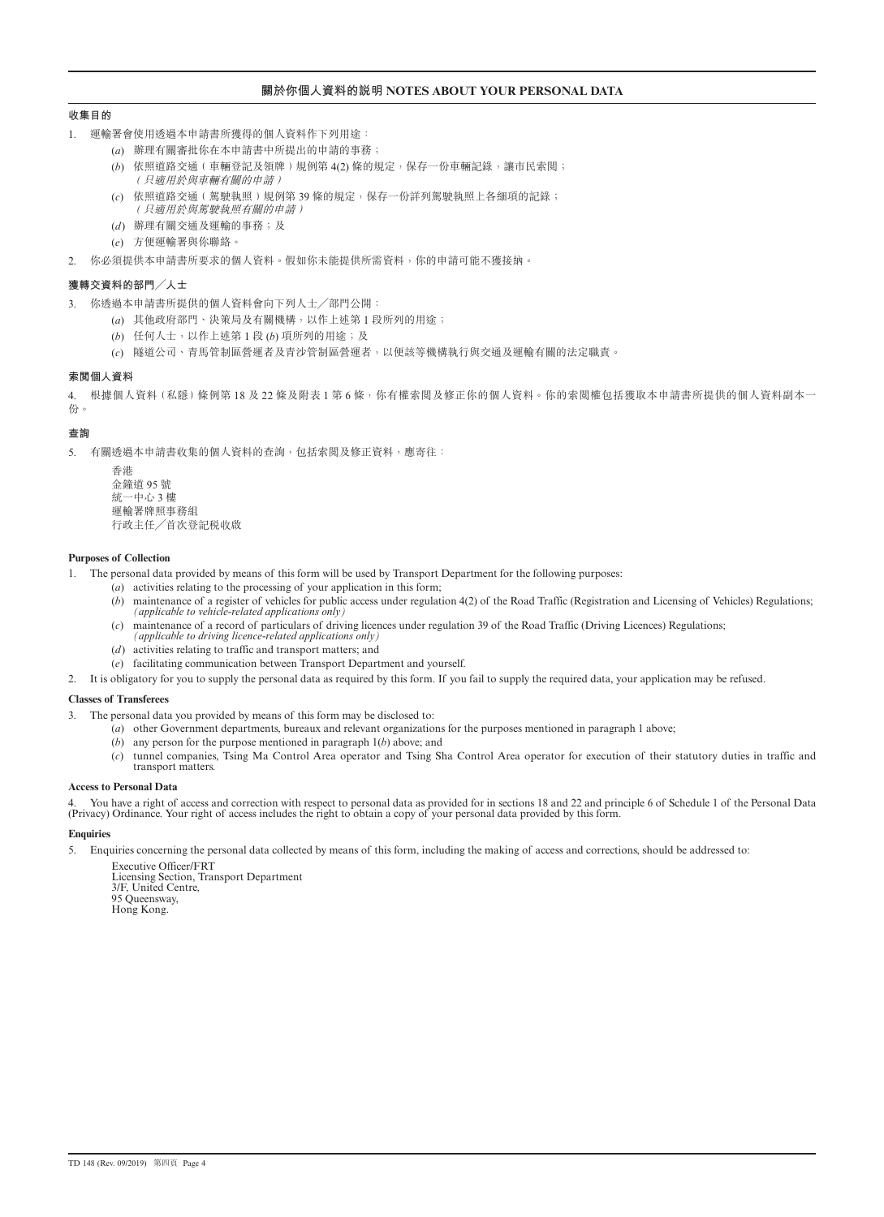## 關於你個人資料的説明 NOTES ABOUT YOUR PERSONAL DATA

### 收集目的

1. 運輸署會使用透過本申請書所獲得的個人資料作下列用途：
   - (*a*) 辦理有關審批你在本申請書中所提出的申請的事務；
   - (*b*) 依照道路交通（車輛登記及領牌）規例第 4(2) 條的規定，保存一份車輛記錄，讓市民索閱；
     *（只適用於與車輛有關的申請）*
   - (*c*) 依照道路交通（駕駛執照）規例第 39 條的規定，保存一份詳列駕駛執照上各細項的記錄；
     *（只適用於與駕駛執照有關的申請）*
   - (*d*) 辦理有關交通及運輸的事務；及
   - (*e*) 方便運輸署與你聯絡。
2. 你必須提供本申請書所要求的個人資料。假如你未能提供所需資料，你的申請可能不獲接納。

### 獲轉交資料的部門／人士

3. 你透過本申請書所提供的個人資料會向下列人士／部門公開：
   - (*a*) 其他政府部門、決策局及有關機構，以作上述第 1 段所列的用途；
   - (*b*) 任何人士，以作上述第 1 段 (*b*) 項所列的用途；及
   - (*c*) 隧道公司、青馬管制區營運者及青沙管制區營運者，以便該等機構執行與交通及運輸有關的法定職責。

### 索閱個人資料

4. 根據個人資料（私隱）條例第 18 及 22 條及附表 1 第 6 條，你有權索閱及修正你的個人資料。你的索閱權包括獲取本申請書所提供的個人資料副本一份。

### 查詢

5. 有關透過本申請書收集的個人資料的查詢，包括索閱及修正資料，應寄往：

   香港
   金鐘道 95 號
   統一中心 3 樓
   運輸署牌照事務組
   行政主任／首次登記稅收啟

### Purposes of Collection

1. The personal data provided by means of this form will be used by Transport Department for the following purposes:
   - (*a*) activities relating to the processing of your application in this form;
   - (*b*) maintenance of a register of vehicles for public access under regulation 4(2) of the Road Traffic (Registration and Licensing of Vehicles) Regulations;
     *(applicable to vehicle-related applications only)*
   - (*c*) maintenance of a record of particulars of driving licences under regulation 39 of the Road Traffic (Driving Licences) Regulations;
     *(applicable to driving licence-related applications only)*
   - (*d*) activities relating to traffic and transport matters; and
   - (*e*) facilitating communication between Transport Department and yourself.
2. It is obligatory for you to supply the personal data as required by this form. If you fail to supply the required data, your application may be refused.

### Classes of Transferees

3. The personal data you provided by means of this form may be disclosed to:
   - (*a*) other Government departments, bureaux and relevant organizations for the purposes mentioned in paragraph 1 above;
   - (*b*) any person for the purpose mentioned in paragraph 1(*b*) above; and
   - (*c*) tunnel companies, Tsing Ma Control Area operator and Tsing Sha Control Area operator for execution of their statutory duties in traffic and transport matters.

### Access to Personal Data

4. You have a right of access and correction with respect to personal data as provided for in sections 18 and 22 and principle 6 of Schedule 1 of the Personal Data (Privacy) Ordinance. Your right of access includes the right to obtain a copy of your personal data provided by this form.

### Enquiries

5. Enquiries concerning the personal data collected by means of this form, including the making of access and corrections, should be addressed to:

   Executive Officer/FRT
   Licensing Section, Transport Department
   3/F, United Centre,
   95 Queensway,
   Hong Kong.

TD 148 (Rev. 09/2019)